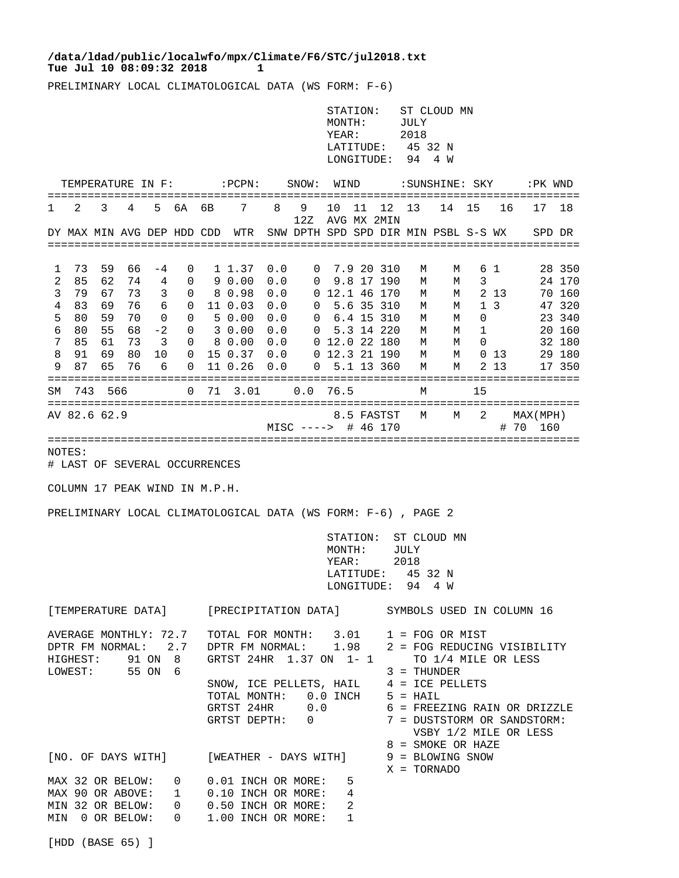**/data/ldad/public/localwfo/mpx/Climate/F6/STC/jul2018.txt**
**Tue Jul 10 08:09:32 2018 1**

PRELIMINARY LOCAL CLIMATOLOGICAL DATA (WS FORM: F-6)

STATION: ST CLOUD MN
MONTH: JULY
YEAR: 2018
LATITUDE: 45 32 N
LONGITUDE: 94 4 W

| TEMPERATURE IN F: | | | | | | | :PCPN: | SNOW: | | WIND | | | :SUNSHINE: | | SKY | | :PK WND | |
|---|---|---|---|---|---|---|---|---|---|---|---|---|---|---|---|---|---|---|
| 1 | 2 | 3 | 4 | 5 | 6A | 6B | 7 | 8 | 9 | 10 | 11 | 12 | 13 | 14 | 15 | 16 | 17 | 18 |
| | | | | | | | | | 12Z | AVG | MX | 2MIN | | | | | | |
| DY | MAX | MIN | AVG | DEP | HDD | CDD | WTR | SNW | DPTH | SPD | SPD | DIR | MIN | PSBL | S-S | WX | SPD | DR |
| 1 | 73 | 59 | 66 | -4 | 0 | 1 | 1.37 | 0.0 | 0 | 7.9 | 20 | 310 | M | M | 6 | 1 | 28 | 350 |
| 2 | 85 | 62 | 74 | 4 | 0 | 9 | 0.00 | 0.0 | 0 | 9.8 | 17 | 190 | M | M | 3 | | 24 | 170 |
| 3 | 79 | 67 | 73 | 3 | 0 | 8 | 0.98 | 0.0 | 0 | 12.1 | 46 | 170 | M | M | 2 | 13 | 70 | 160 |
| 4 | 83 | 69 | 76 | 6 | 0 | 11 | 0.03 | 0.0 | 0 | 5.6 | 35 | 310 | M | M | 1 | 3 | 47 | 320 |
| 5 | 80 | 59 | 70 | 0 | 0 | 5 | 0.00 | 0.0 | 0 | 6.4 | 15 | 310 | M | M | 0 | | 23 | 340 |
| 6 | 80 | 55 | 68 | -2 | 0 | 3 | 0.00 | 0.0 | 0 | 5.3 | 14 | 220 | M | M | 1 | | 20 | 160 |
| 7 | 85 | 61 | 73 | 3 | 0 | 8 | 0.00 | 0.0 | 0 | 12.0 | 22 | 180 | M | M | 0 | | 32 | 180 |
| 8 | 91 | 69 | 80 | 10 | 0 | 15 | 0.37 | 0.0 | 0 | 12.3 | 21 | 190 | M | M | 0 | 13 | 29 | 180 |
| 9 | 87 | 65 | 76 | 6 | 0 | 11 | 0.26 | 0.0 | 0 | 5.1 | 13 | 360 | M | M | 2 | 13 | 17 | 350 |
| SM | 743 | 566 | | | 0 | 71 | 3.01 | 0.0 | | 76.5 | | | M | | 15 | | | |
| AV | 82.6 | 62.9 | | | | | | | | 8.5 | FASTST | | M | M | 2 | | MAX(MPH) | |
| | | | | | | | | MISC ----> | | # | 46 | 170 | | | | | # 70 | 160 |

NOTES:
# LAST OF SEVERAL OCCURRENCES

COLUMN 17 PEAK WIND IN M.P.H.

PRELIMINARY LOCAL CLIMATOLOGICAL DATA (WS FORM: F-6) , PAGE 2

STATION: ST CLOUD MN
MONTH: JULY
YEAR: 2018
LATITUDE: 45 32 N
LONGITUDE: 94 4 W

[TEMPERATURE DATA]

AVERAGE MONTHLY: 72.7
DPTR FM NORMAL: 2.7
HIGHEST: 91 ON 8
LOWEST: 55 ON 6

[PRECIPITATION DATA]

TOTAL FOR MONTH: 3.01
DPTR FM NORMAL: 1.98
GRTST 24HR 1.37 ON 1- 1

SNOW, ICE PELLETS, HAIL
TOTAL MONTH: 0.0 INCH
GRTST 24HR 0.0
GRTST DEPTH: 0

SYMBOLS USED IN COLUMN 16

1 = FOG OR MIST
2 = FOG REDUCING VISIBILITY TO 1/4 MILE OR LESS
3 = THUNDER
4 = ICE PELLETS
5 = HAIL
6 = FREEZING RAIN OR DRIZZLE
7 = DUSTSTORM OR SANDSTORM: VSBY 1/2 MILE OR LESS
8 = SMOKE OR HAZE
9 = BLOWING SNOW
X = TORNADO

[NO. OF DAYS WITH]

MAX 32 OR BELOW: 0
MAX 90 OR ABOVE: 1
MIN 32 OR BELOW: 0
MIN 0 OR BELOW: 0

[WEATHER - DAYS WITH]

0.01 INCH OR MORE: 5
0.10 INCH OR MORE: 4
0.50 INCH OR MORE: 2
1.00 INCH OR MORE: 1

[HDD (BASE 65) ]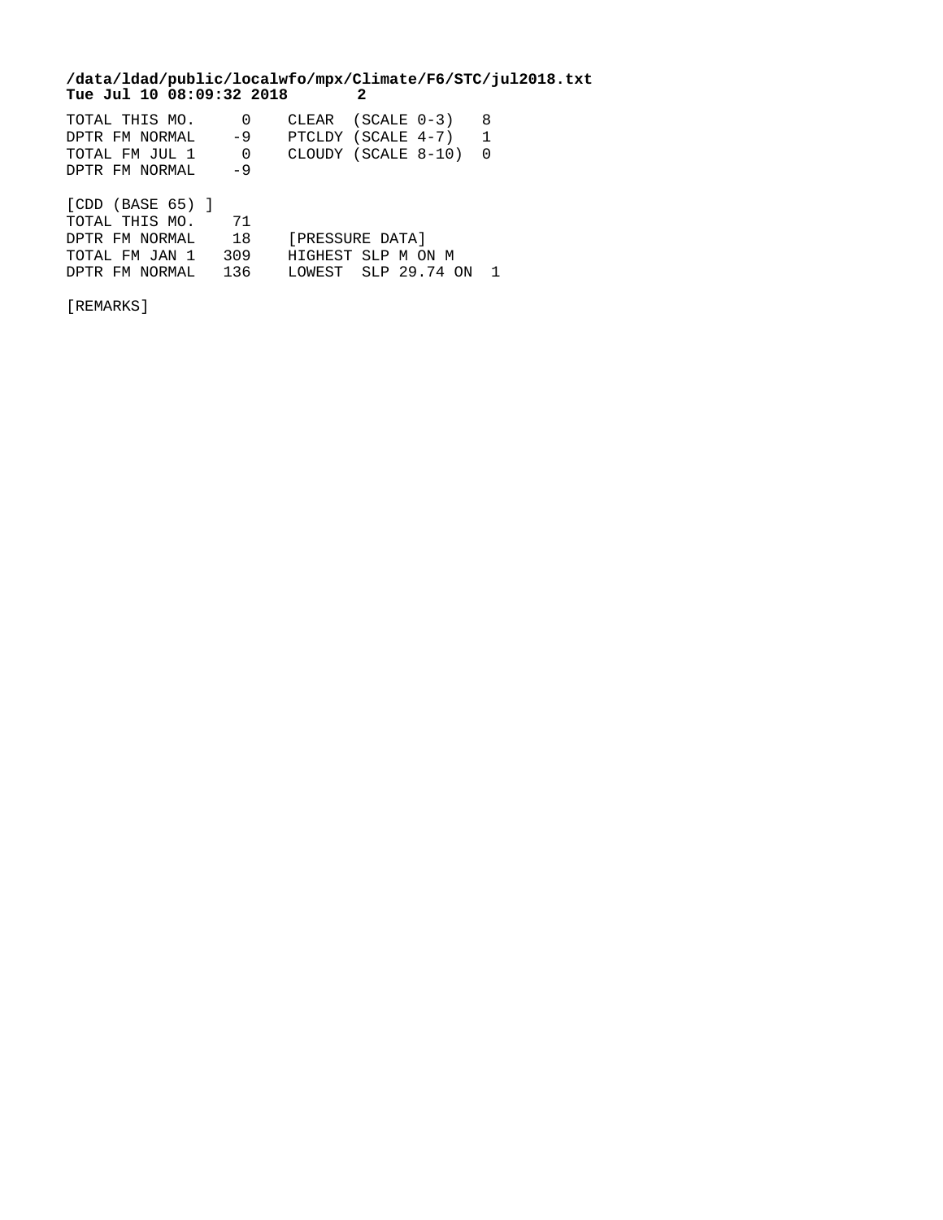```
TOTAL THIS MO.     0    CLEAR  (SCALE 0-3)   8
DPTR FM NORMAL    -9    PTCLDY (SCALE 4-7)   1
TOTAL FM JUL 1     0    CLOUDY (SCALE 8-10)  0
DPTR FM NORMAL    -9

[CDD (BASE 65) ]
TOTAL THIS MO.    71
DPTR FM NORMAL    18    [PRESSURE DATA]
TOTAL FM JAN 1   309    HIGHEST SLP M ON M
DPTR FM NORMAL   136    LOWEST  SLP 29.74 ON  1

[REMARKS]
```